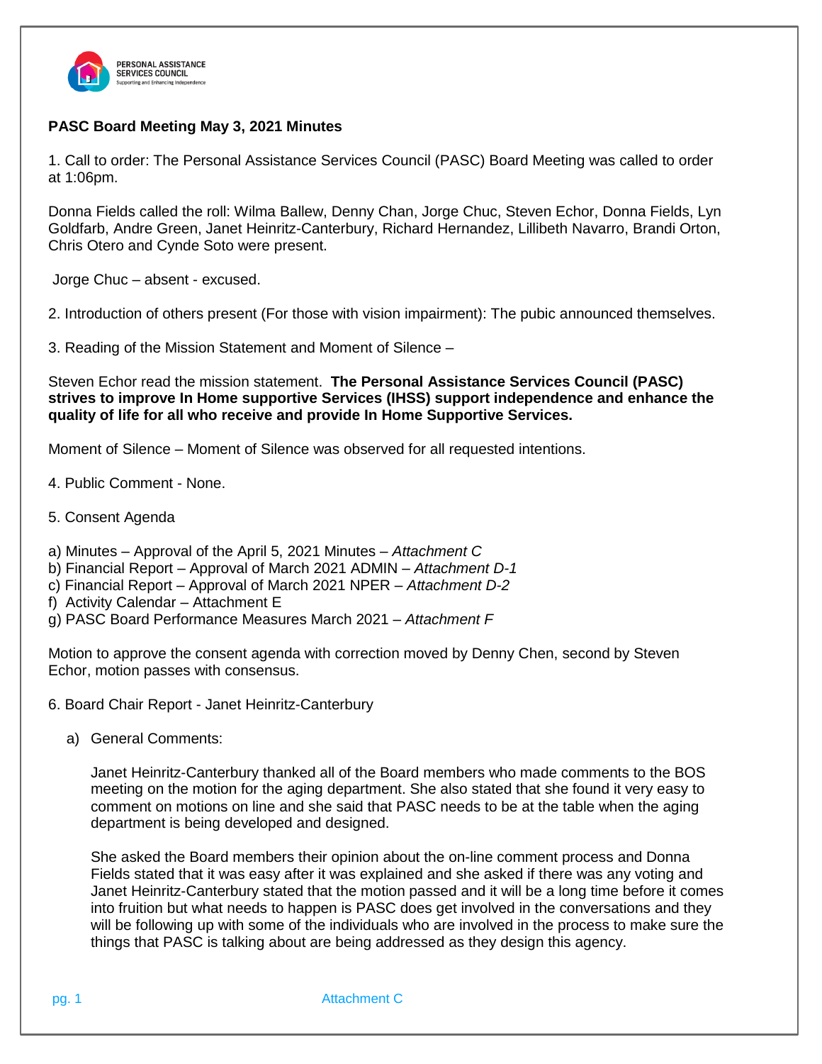**PASC Board Meeting May 3, 2021 Minutes**

1. Call to order: The Personal Assistance Services Council (PASC) Board Meeting was called to order at 1:06pm.

Donna Fields called the roll: Wilma Ballew, Denny Chan, Jorge Chuc, Steven Echor, Donna Fields, Lyn Goldfarb, Andre Green, Janet Heinritz-Canterbury, Richard Hernandez, Lillibeth Navarro, Brandi Orton, Chris Otero and Cynde Soto were present.

Jorge Chuc – absent - excused.

2. Introduction of others present (For those with vision impairment): The pubic announced themselves.

3. Reading of the Mission Statement and Moment of Silence –

Steven Echor read the mission statement. **The Personal Assistance Services Council (PASC) strives to improve In Home supportive Services (IHSS) support independence and enhance the quality of life for all who receive and provide In Home Supportive Services.**

Moment of Silence – Moment of Silence was observed for all requested intentions.

4. Public Comment - None.

5. Consent Agenda

a) Minutes – Approval of the April 5, 2021 Minutes – *Attachment C*
b) Financial Report – Approval of March 2021 ADMIN – *Attachment D-1*
c) Financial Report – Approval of March 2021 NPER – *Attachment D-2*
f) Activity Calendar – Attachment E
g) PASC Board Performance Measures March 2021 – *Attachment F*

Motion to approve the consent agenda with correction moved by Denny Chen, second by Steven Echor, motion passes with consensus.

6. Board Chair Report - Janet Heinritz-Canterbury

a) General Comments:

Janet Heinritz-Canterbury thanked all of the Board members who made comments to the BOS meeting on the motion for the aging department. She also stated that she found it very easy to comment on motions on line and she said that PASC needs to be at the table when the aging department is being developed and designed.

She asked the Board members their opinion about the on-line comment process and Donna Fields stated that it was easy after it was explained and she asked if there was any voting and Janet Heinritz-Canterbury stated that the motion passed and it will be a long time before it comes into fruition but what needs to happen is PASC does get involved in the conversations and they will be following up with some of the individuals who are involved in the process to make sure the things that PASC is talking about are being addressed as they design this agency.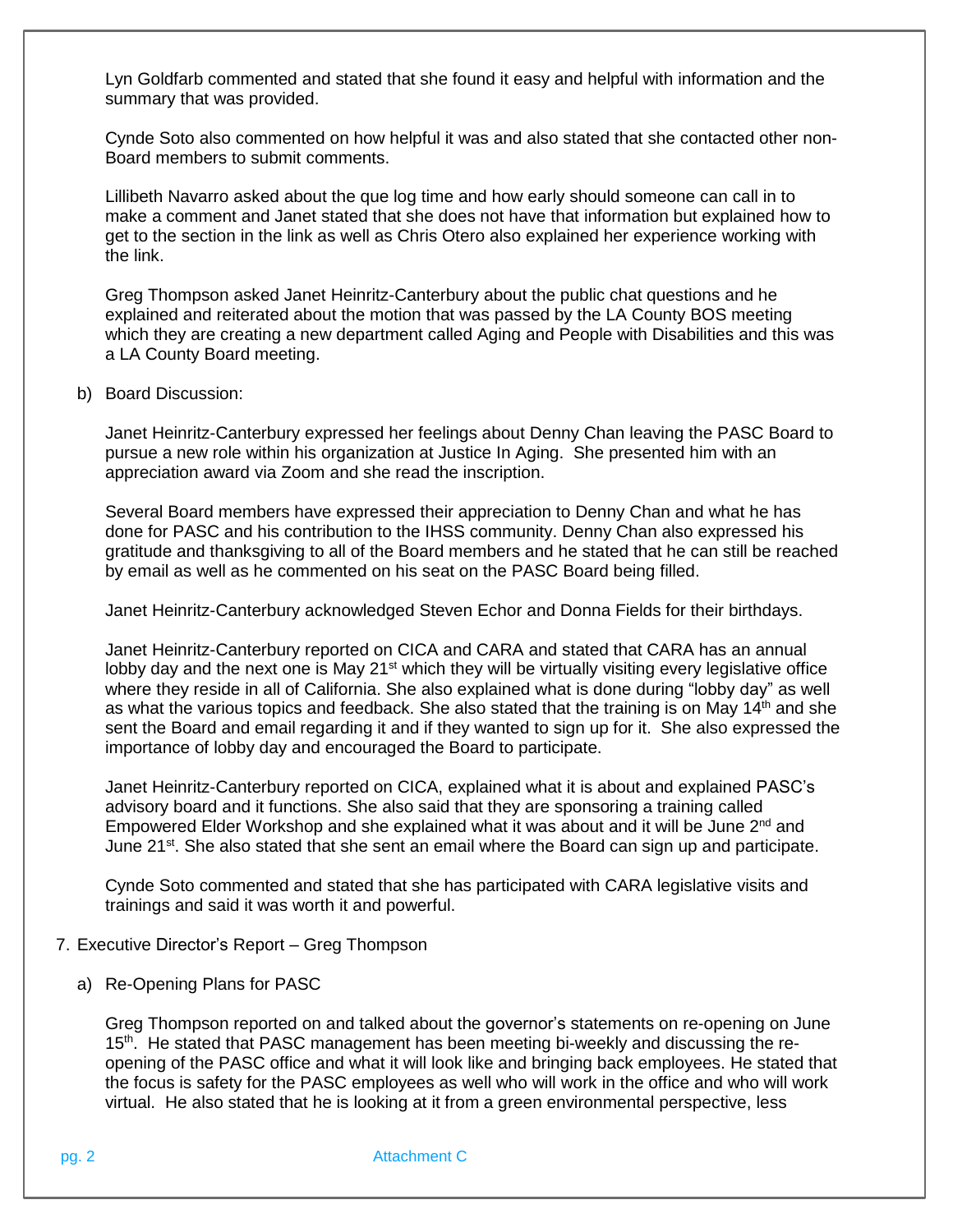Lyn Goldfarb commented and stated that she found it easy and helpful with information and the summary that was provided.

Cynde Soto also commented on how helpful it was and also stated that she contacted other non-Board members to submit comments.

Lillibeth Navarro asked about the que log time and how early should someone can call in to make a comment and Janet stated that she does not have that information but explained how to get to the section in the link as well as Chris Otero also explained her experience working with the link.

Greg Thompson asked Janet Heinritz-Canterbury about the public chat questions and he explained and reiterated about the motion that was passed by the LA County BOS meeting which they are creating a new department called Aging and People with Disabilities and this was a LA County Board meeting.

b) Board Discussion:

Janet Heinritz-Canterbury expressed her feelings about Denny Chan leaving the PASC Board to pursue a new role within his organization at Justice In Aging. She presented him with an appreciation award via Zoom and she read the inscription.

Several Board members have expressed their appreciation to Denny Chan and what he has done for PASC and his contribution to the IHSS community. Denny Chan also expressed his gratitude and thanksgiving to all of the Board members and he stated that he can still be reached by email as well as he commented on his seat on the PASC Board being filled.

Janet Heinritz-Canterbury acknowledged Steven Echor and Donna Fields for their birthdays.

Janet Heinritz-Canterbury reported on CICA and CARA and stated that CARA has an annual lobby day and the next one is May 21st which they will be virtually visiting every legislative office where they reside in all of California. She also explained what is done during "lobby day" as well as what the various topics and feedback. She also stated that the training is on May 14th and she sent the Board and email regarding it and if they wanted to sign up for it. She also expressed the importance of lobby day and encouraged the Board to participate.

Janet Heinritz-Canterbury reported on CICA, explained what it is about and explained PASC's advisory board and it functions. She also said that they are sponsoring a training called Empowered Elder Workshop and she explained what it was about and it will be June 2nd and June 21st. She also stated that she sent an email where the Board can sign up and participate.

Cynde Soto commented and stated that she has participated with CARA legislative visits and trainings and said it was worth it and powerful.

7. Executive Director's Report – Greg Thompson

a) Re-Opening Plans for PASC

Greg Thompson reported on and talked about the governor's statements on re-opening on June 15th. He stated that PASC management has been meeting bi-weekly and discussing the re-opening of the PASC office and what it will look like and bringing back employees. He stated that the focus is safety for the PASC employees as well who will work in the office and who will work virtual. He also stated that he is looking at it from a green environmental perspective, less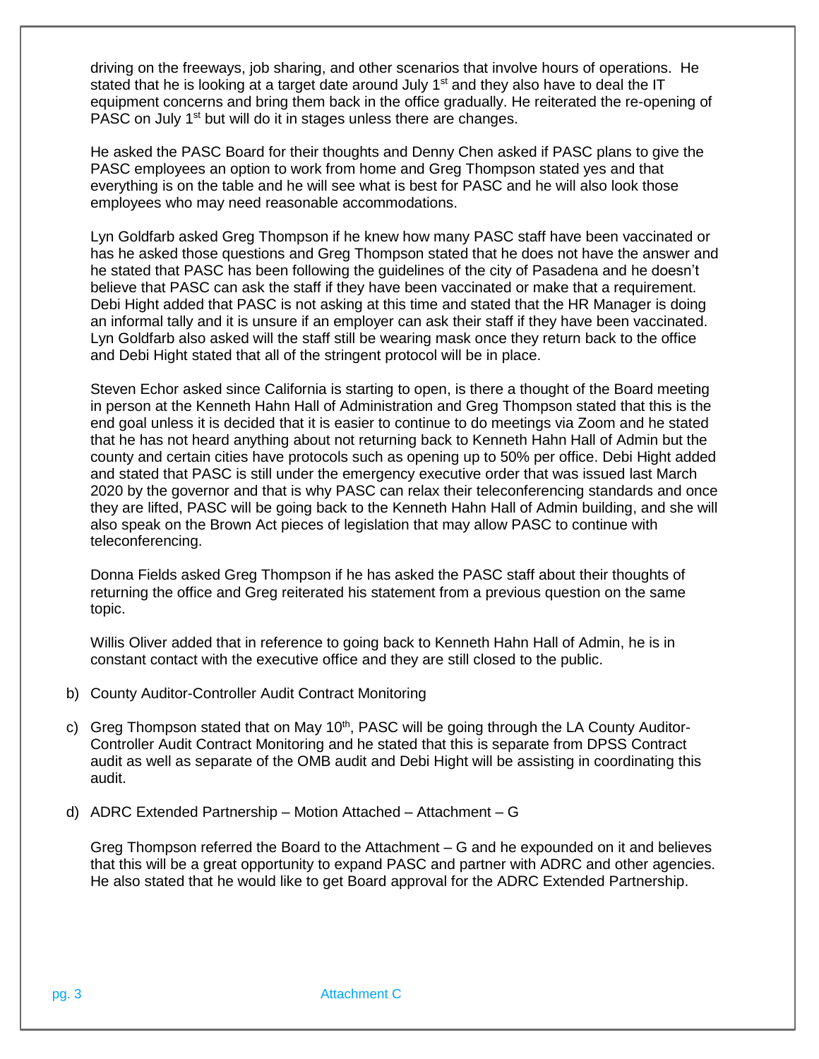driving on the freeways, job sharing, and other scenarios that involve hours of operations. He stated that he is looking at a target date around July 1st and they also have to deal the IT equipment concerns and bring them back in the office gradually. He reiterated the re-opening of PASC on July 1st but will do it in stages unless there are changes.

He asked the PASC Board for their thoughts and Denny Chen asked if PASC plans to give the PASC employees an option to work from home and Greg Thompson stated yes and that everything is on the table and he will see what is best for PASC and he will also look those employees who may need reasonable accommodations.

Lyn Goldfarb asked Greg Thompson if he knew how many PASC staff have been vaccinated or has he asked those questions and Greg Thompson stated that he does not have the answer and he stated that PASC has been following the guidelines of the city of Pasadena and he doesn't believe that PASC can ask the staff if they have been vaccinated or make that a requirement. Debi Hight added that PASC is not asking at this time and stated that the HR Manager is doing an informal tally and it is unsure if an employer can ask their staff if they have been vaccinated. Lyn Goldfarb also asked will the staff still be wearing mask once they return back to the office and Debi Hight stated that all of the stringent protocol will be in place.

Steven Echor asked since California is starting to open, is there a thought of the Board meeting in person at the Kenneth Hahn Hall of Administration and Greg Thompson stated that this is the end goal unless it is decided that it is easier to continue to do meetings via Zoom and he stated that he has not heard anything about not returning back to Kenneth Hahn Hall of Admin but the county and certain cities have protocols such as opening up to 50% per office. Debi Hight added and stated that PASC is still under the emergency executive order that was issued last March 2020 by the governor and that is why PASC can relax their teleconferencing standards and once they are lifted, PASC will be going back to the Kenneth Hahn Hall of Admin building, and she will also speak on the Brown Act pieces of legislation that may allow PASC to continue with teleconferencing.

Donna Fields asked Greg Thompson if he has asked the PASC staff about their thoughts of returning the office and Greg reiterated his statement from a previous question on the same topic.

Willis Oliver added that in reference to going back to Kenneth Hahn Hall of Admin, he is in constant contact with the executive office and they are still closed to the public.

b) County Auditor-Controller Audit Contract Monitoring

c) Greg Thompson stated that on May 10th, PASC will be going through the LA County Auditor-Controller Audit Contract Monitoring and he stated that this is separate from DPSS Contract audit as well as separate of the OMB audit and Debi Hight will be assisting in coordinating this audit.

d) ADRC Extended Partnership – Motion Attached – Attachment – G

Greg Thompson referred the Board to the Attachment – G and he expounded on it and believes that this will be a great opportunity to expand PASC and partner with ADRC and other agencies. He also stated that he would like to get Board approval for the ADRC Extended Partnership.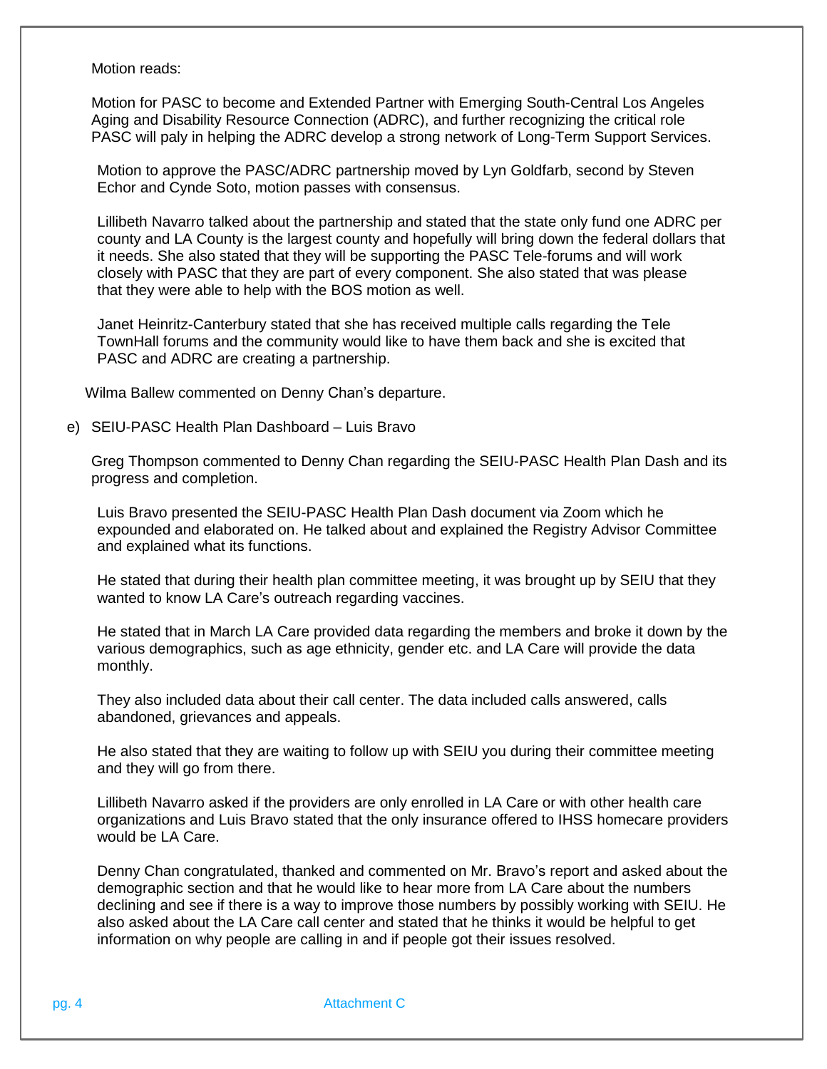Motion reads:

Motion for PASC to become and Extended Partner with Emerging South-Central Los Angeles Aging and Disability Resource Connection (ADRC), and further recognizing the critical role PASC will paly in helping the ADRC develop a strong network of Long-Term Support Services.

Motion to approve the PASC/ADRC partnership moved by Lyn Goldfarb, second by Steven Echor and Cynde Soto, motion passes with consensus.

Lillibeth Navarro talked about the partnership and stated that the state only fund one ADRC per county and LA County is the largest county and hopefully will bring down the federal dollars that it needs. She also stated that they will be supporting the PASC Tele-forums and will work closely with PASC that they are part of every component. She also stated that was please that they were able to help with the BOS motion as well.

Janet Heinritz-Canterbury stated that she has received multiple calls regarding the Tele TownHall forums and the community would like to have them back and she is excited that PASC and ADRC are creating a partnership.

Wilma Ballew commented on Denny Chan's departure.

e) SEIU-PASC Health Plan Dashboard – Luis Bravo

Greg Thompson commented to Denny Chan regarding the SEIU-PASC Health Plan Dash and its progress and completion.

Luis Bravo presented the SEIU-PASC Health Plan Dash document via Zoom which he expounded and elaborated on. He talked about and explained the Registry Advisor Committee and explained what its functions.

He stated that during their health plan committee meeting, it was brought up by SEIU that they wanted to know LA Care's outreach regarding vaccines.

He stated that in March LA Care provided data regarding the members and broke it down by the various demographics, such as age ethnicity, gender etc. and LA Care will provide the data monthly.

They also included data about their call center. The data included calls answered, calls abandoned, grievances and appeals.

He also stated that they are waiting to follow up with SEIU you during their committee meeting and they will go from there.

Lillibeth Navarro asked if the providers are only enrolled in LA Care or with other health care organizations and Luis Bravo stated that the only insurance offered to IHSS homecare providers would be LA Care.

Denny Chan congratulated, thanked and commented on Mr. Bravo's report and asked about the demographic section and that he would like to hear more from LA Care about the numbers declining and see if there is a way to improve those numbers by possibly working with SEIU. He also asked about the LA Care call center and stated that he thinks it would be helpful to get information on why people are calling in and if people got their issues resolved.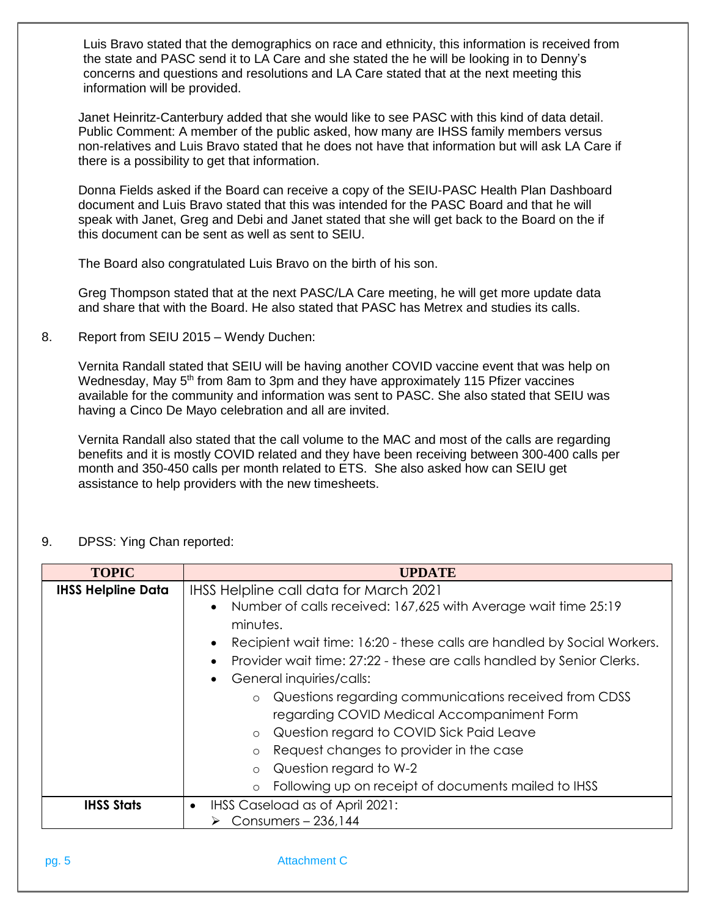Luis Bravo stated that the demographics on race and ethnicity, this information is received from the state and PASC send it to LA Care and she stated the he will be looking in to Denny's concerns and questions and resolutions and LA Care stated that at the next meeting this information will be provided.

Janet Heinritz-Canterbury added that she would like to see PASC with this kind of data detail. Public Comment: A member of the public asked, how many are IHSS family members versus non-relatives and Luis Bravo stated that he does not have that information but will ask LA Care if there is a possibility to get that information.

Donna Fields asked if the Board can receive a copy of the SEIU-PASC Health Plan Dashboard document and Luis Bravo stated that this was intended for the PASC Board and that he will speak with Janet, Greg and Debi and Janet stated that she will get back to the Board on the if this document can be sent as well as sent to SEIU.

The Board also congratulated Luis Bravo on the birth of his son.

Greg Thompson stated that at the next PASC/LA Care meeting, he will get more update data and share that with the Board. He also stated that PASC has Metrex and studies its calls.

8. Report from SEIU 2015 – Wendy Duchen:

Vernita Randall stated that SEIU will be having another COVID vaccine event that was help on Wednesday, May 5th from 8am to 3pm and they have approximately 115 Pfizer vaccines available for the community and information was sent to PASC. She also stated that SEIU was having a Cinco De Mayo celebration and all are invited.

Vernita Randall also stated that the call volume to the MAC and most of the calls are regarding benefits and it is mostly COVID related and they have been receiving between 300-400 calls per month and 350-450 calls per month related to ETS. She also asked how can SEIU get assistance to help providers with the new timesheets.

9. DPSS: Ying Chan reported:

| TOPIC | UPDATE |
|---|---|
| **IHSS Helpline Data** | IHSS Helpline call data for March 2021<br>• Number of calls received: 167,625 with Average wait time 25:19 minutes.<br>• Recipient wait time: 16:20 - these calls are handled by Social Workers.<br>• Provider wait time: 27:22 - these are calls handled by Senior Clerks.<br>• General inquiries/calls:<br>  ○ Questions regarding communications received from CDSS regarding COVID Medical Accompaniment Form<br>  ○ Question regard to COVID Sick Paid Leave<br>  ○ Request changes to provider in the case<br>  ○ Question regard to W-2<br>  ○ Following up on receipt of documents mailed to IHSS |
| **IHSS Stats** | • IHSS Caseload as of April 2021:<br>  ➢ Consumers – 236,144 |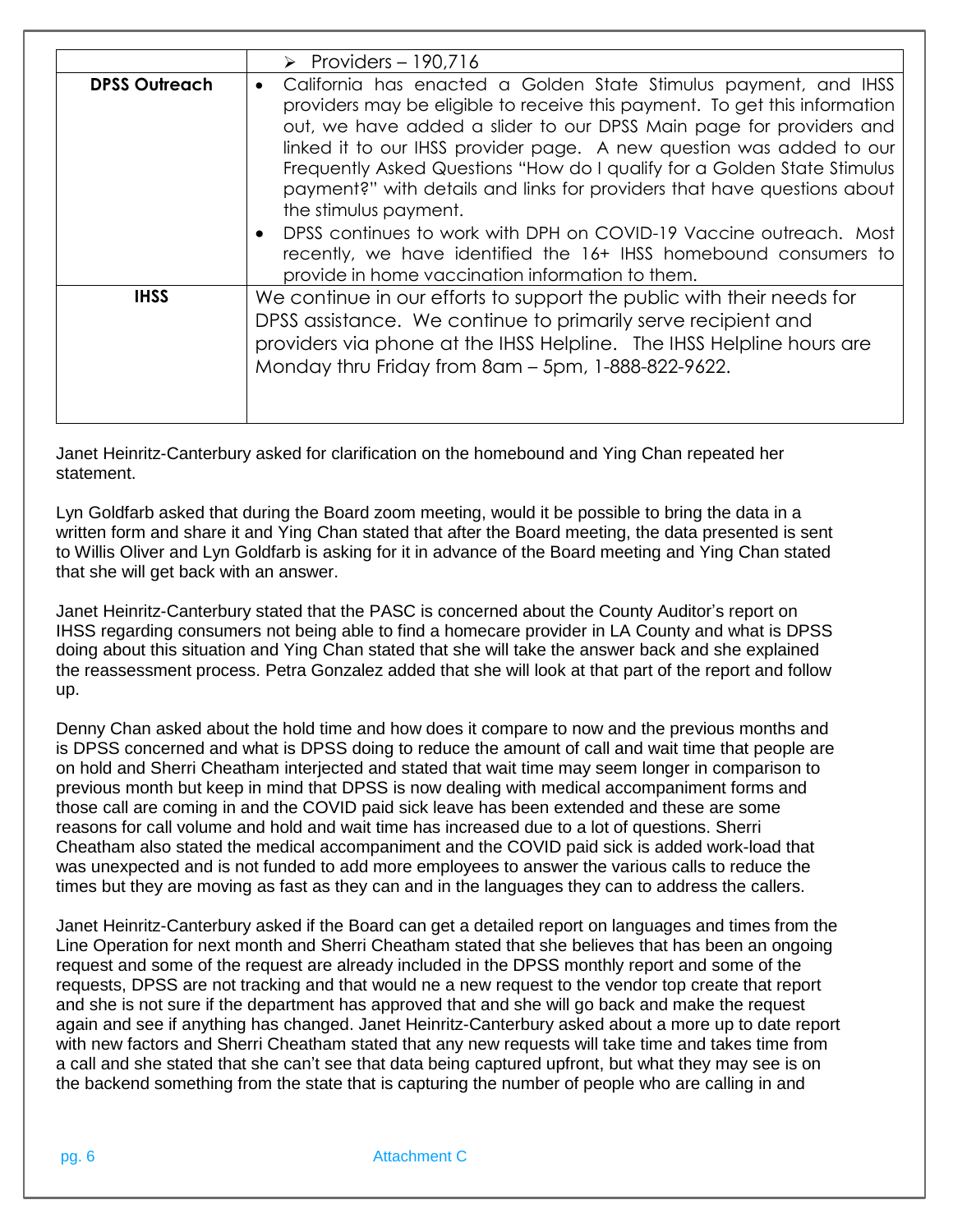| | |
|---|---|
| | ➢ Providers – 190,716 |
| **DPSS Outreach** | • California has enacted a Golden State Stimulus payment, and IHSS providers may be eligible to receive this payment. To get this information out, we have added a slider to our DPSS Main page for providers and linked it to our IHSS provider page. A new question was added to our Frequently Asked Questions "How do I qualify for a Golden State Stimulus payment?" with details and links for providers that have questions about the stimulus payment. <br> • DPSS continues to work with DPH on COVID-19 Vaccine outreach. Most recently, we have identified the 16+ IHSS homebound consumers to provide in home vaccination information to them. |
| **IHSS** | We continue in our efforts to support the public with their needs for DPSS assistance. We continue to primarily serve recipient and providers via phone at the IHSS Helpline. The IHSS Helpline hours are Monday thru Friday from 8am – 5pm, 1-888-822-9622. |

Janet Heinritz-Canterbury asked for clarification on the homebound and Ying Chan repeated her statement.

Lyn Goldfarb asked that during the Board zoom meeting, would it be possible to bring the data in a written form and share it and Ying Chan stated that after the Board meeting, the data presented is sent to Willis Oliver and Lyn Goldfarb is asking for it in advance of the Board meeting and Ying Chan stated that she will get back with an answer.

Janet Heinritz-Canterbury stated that the PASC is concerned about the County Auditor's report on IHSS regarding consumers not being able to find a homecare provider in LA County and what is DPSS doing about this situation and Ying Chan stated that she will take the answer back and she explained the reassessment process. Petra Gonzalez added that she will look at that part of the report and follow up.

Denny Chan asked about the hold time and how does it compare to now and the previous months and is DPSS concerned and what is DPSS doing to reduce the amount of call and wait time that people are on hold and Sherri Cheatham interjected and stated that wait time may seem longer in comparison to previous month but keep in mind that DPSS is now dealing with medical accompaniment forms and those call are coming in and the COVID paid sick leave has been extended and these are some reasons for call volume and hold and wait time has increased due to a lot of questions. Sherri Cheatham also stated the medical accompaniment and the COVID paid sick is added work-load that was unexpected and is not funded to add more employees to answer the various calls to reduce the times but they are moving as fast as they can and in the languages they can to address the callers.

Janet Heinritz-Canterbury asked if the Board can get a detailed report on languages and times from the Line Operation for next month and Sherri Cheatham stated that she believes that has been an ongoing request and some of the request are already included in the DPSS monthly report and some of the requests, DPSS are not tracking and that would ne a new request to the vendor top create that report and she is not sure if the department has approved that and she will go back and make the request again and see if anything has changed. Janet Heinritz-Canterbury asked about a more up to date report with new factors and Sherri Cheatham stated that any new requests will take time and takes time from a call and she stated that she can't see that data being captured upfront, but what they may see is on the backend something from the state that is capturing the number of people who are calling in and

Attachment C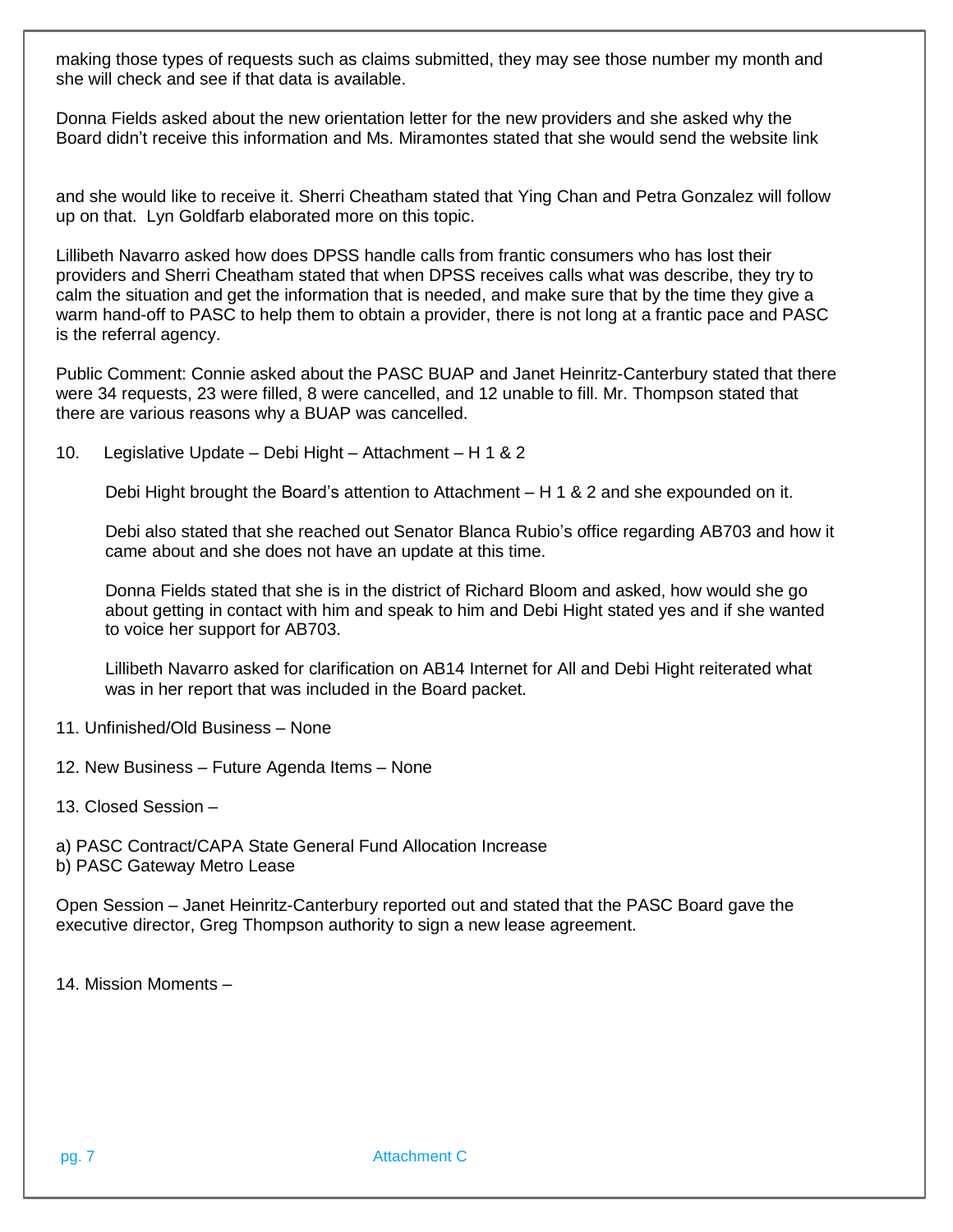making those types of requests such as claims submitted, they may see those number my month and she will check and see if that data is available.

Donna Fields asked about the new orientation letter for the new providers and she asked why the Board didn't receive this information and Ms. Miramontes stated that she would send the website link

and she would like to receive it. Sherri Cheatham stated that Ying Chan and Petra Gonzalez will follow up on that. Lyn Goldfarb elaborated more on this topic.

Lillibeth Navarro asked how does DPSS handle calls from frantic consumers who has lost their providers and Sherri Cheatham stated that when DPSS receives calls what was describe, they try to calm the situation and get the information that is needed, and make sure that by the time they give a warm hand-off to PASC to help them to obtain a provider, there is not long at a frantic pace and PASC is the referral agency.

Public Comment: Connie asked about the PASC BUAP and Janet Heinritz-Canterbury stated that there were 34 requests, 23 were filled, 8 were cancelled, and 12 unable to fill. Mr. Thompson stated that there are various reasons why a BUAP was cancelled.

10. Legislative Update – Debi Hight – Attachment – H 1 & 2

    Debi Hight brought the Board's attention to Attachment – H 1 & 2 and she expounded on it.

    Debi also stated that she reached out Senator Blanca Rubio's office regarding AB703 and how it came about and she does not have an update at this time.

    Donna Fields stated that she is in the district of Richard Bloom and asked, how would she go about getting in contact with him and speak to him and Debi Hight stated yes and if she wanted to voice her support for AB703.

    Lillibeth Navarro asked for clarification on AB14 Internet for All and Debi Hight reiterated what was in her report that was included in the Board packet.

11. Unfinished/Old Business – None

12. New Business – Future Agenda Items – None

13. Closed Session –

a) PASC Contract/CAPA State General Fund Allocation Increase
b) PASC Gateway Metro Lease

Open Session – Janet Heinritz-Canterbury reported out and stated that the PASC Board gave the executive director, Greg Thompson authority to sign a new lease agreement.

14. Mission Moments –

Attachment C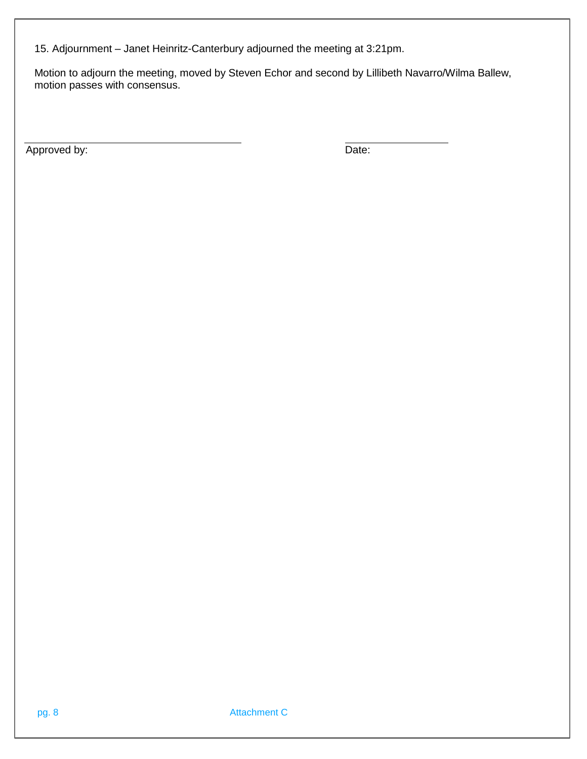15. Adjournment – Janet Heinritz-Canterbury adjourned the meeting at 3:21pm.

Motion to adjourn the meeting, moved by Steven Echor and second by Lillibeth Navarro/Wilma Ballew, motion passes with consensus.

Approved by: ______________________________ Date: ______________

Attachment C